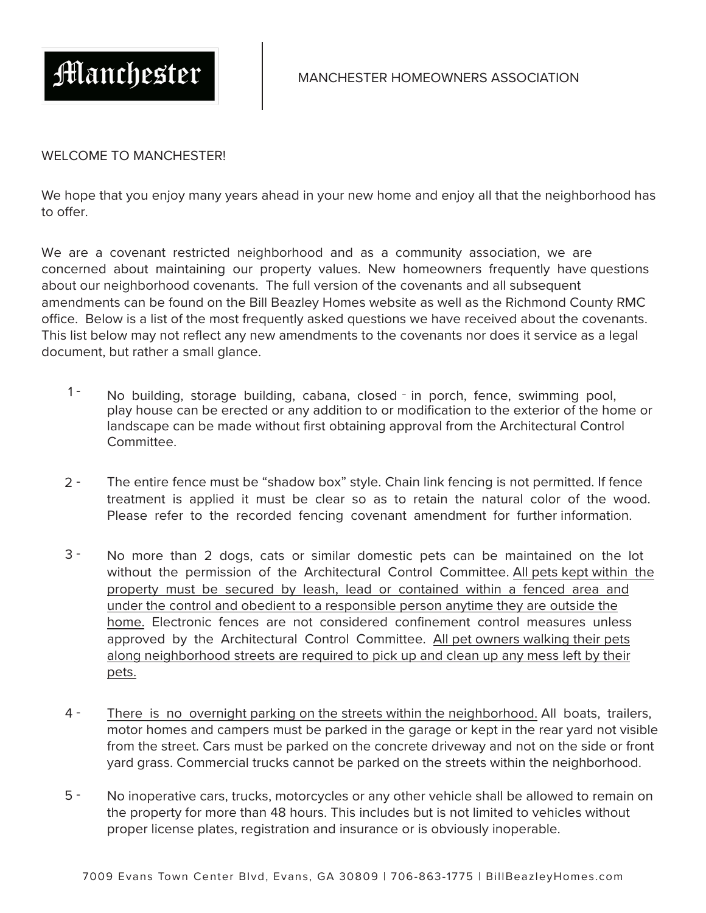# Manchester

MANCHESTER HOMEOWNERS ASSOCIATION

WELCOME TO MANCHESTER!

We hope that you enjoy many years ahead in your new home and enjoy all that the neighborhood has to offer.

We are a covenant restricted neighborhood and as a community association, we are concerned about maintaining our property values. New homeowners frequently have questions about our neighborhood covenants. The full version of the covenants and all subsequent amendments can be found on the Bill Beazley Homes website as well as the Richmond County RMC office. Below is a list of the most frequently asked questions we have received about the covenants. This list below may not reflect any new amendments to the covenants nor does it service as a legal document, but rather a small glance.

1 - No building, storage building, cabana, closed - in porch, fence, swimming pool, play house can be erected or any addition to or modification to the exterior of the home or landscape can be made without first obtaining approval from the Architectural Control Committee.

2 - The entire fence must be "shadow box" style. Chain link fencing is not permitted. If fence treatment is applied it must be clear so as to retain the natural color of the wood. Please refer to the recorded fencing covenant amendment for further information.

3 - No more than 2 dogs, cats or similar domestic pets can be maintained on the lot without the permission of the Architectural Control Committee. <u>All pets kept within the property must be secured by leash, lead or contained within a fenced area and under the control and obedient to a responsible person anytime they are outside the home.</u> Electronic fences are not considered confinement control measures unless approved by the Architectural Control Committee. <u>All pet owners walking their pets along neighborhood streets are required to pick up and clean up any mess left by their pets.</u>

4 - <u>There is no overnight parking on the streets within the neighborhood.</u> All boats, trailers, motor homes and campers must be parked in the garage or kept in the rear yard not visible from the street. Cars must be parked on the concrete driveway and not on the side or front yard grass. Commercial trucks cannot be parked on the streets within the neighborhood.

5 - No inoperative cars, trucks, motorcycles or any other vehicle shall be allowed to remain on the property for more than 48 hours. This includes but is not limited to vehicles without proper license plates, registration and insurance or is obviously inoperable.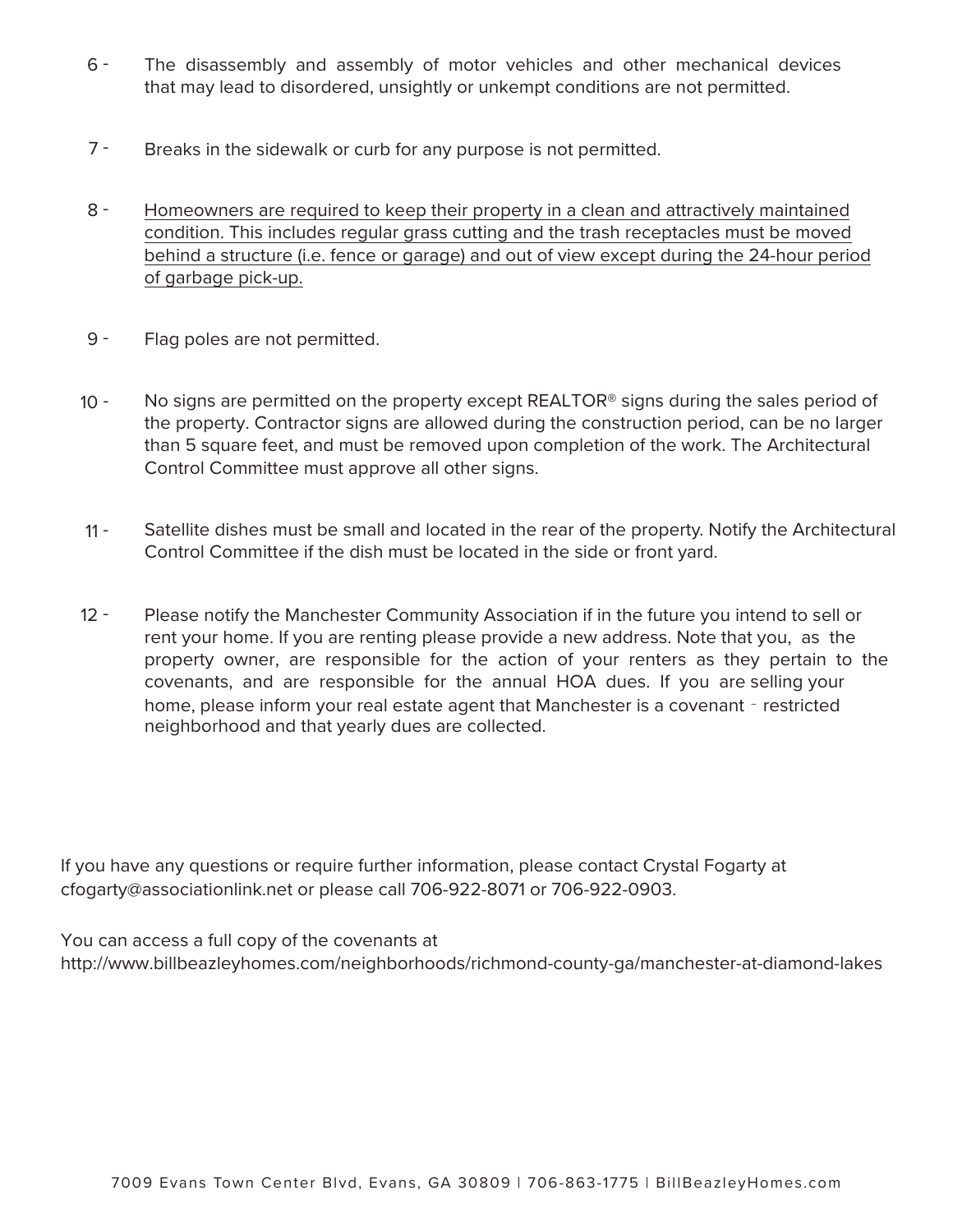6 - The disassembly and assembly of motor vehicles and other mechanical devices that may lead to disordered, unsightly or unkempt conditions are not permitted.

7 - Breaks in the sidewalk or curb for any purpose is not permitted.

8 - <u>Homeowners are required to keep their property in a clean and attractively maintained condition. This includes regular grass cutting and the trash receptacles must be moved behind a structure (i.e. fence or garage) and out of view except during the 24-hour period of garbage pick-up.</u>

9 - Flag poles are not permitted.

10 - No signs are permitted on the property except REALTOR® signs during the sales period of the property. Contractor signs are allowed during the construction period, can be no larger than 5 square feet, and must be removed upon completion of the work. The Architectural Control Committee must approve all other signs.

11 - Satellite dishes must be small and located in the rear of the property. Notify the Architectural Control Committee if the dish must be located in the side or front yard.

12 - Please notify the Manchester Community Association if in the future you intend to sell or rent your home. If you are renting please provide a new address. Note that you, as the property owner, are responsible for the action of your renters as they pertain to the covenants, and are responsible for the annual HOA dues. If you are selling your home, please inform your real estate agent that Manchester is a covenant - restricted neighborhood and that yearly dues are collected.

If you have any questions or require further information, please contact Crystal Fogarty at cfogarty@associationlink.net or please call 706-922-8071 or 706-922-0903.

You can access a full copy of the covenants at http://www.billbeazleyhomes.com/neighborhoods/richmond-county-ga/manchester-at-diamond-lakes

7009 Evans Town Center Blvd, Evans, GA 30809 | 706-863-1775 | BillBeazleyHomes.com